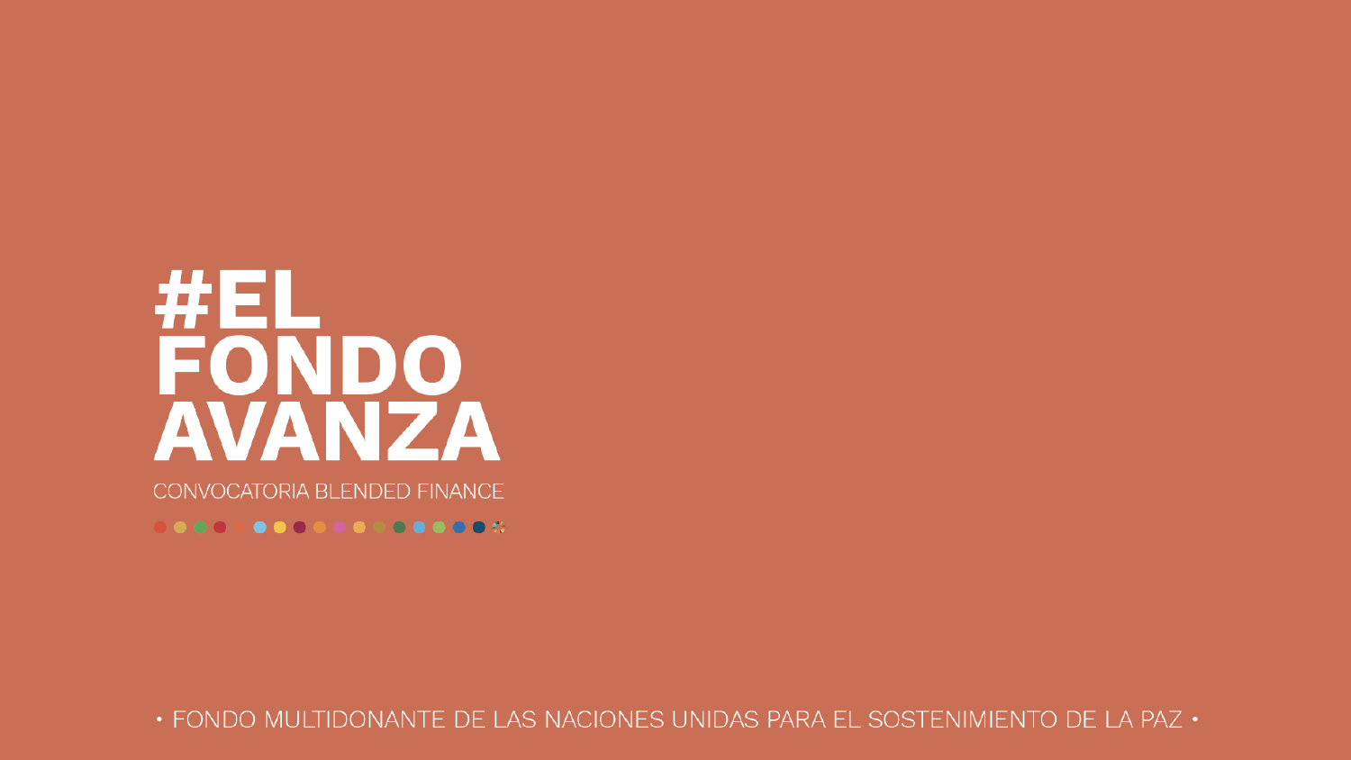# #EL FONDO AVANZA

CONVOCATORIA BLENDED FINANCE

• FONDO MULTIDONANTE DE LAS NACIONES UNIDAS PARA EL SOSTENIMIENTO DE LA PAZ •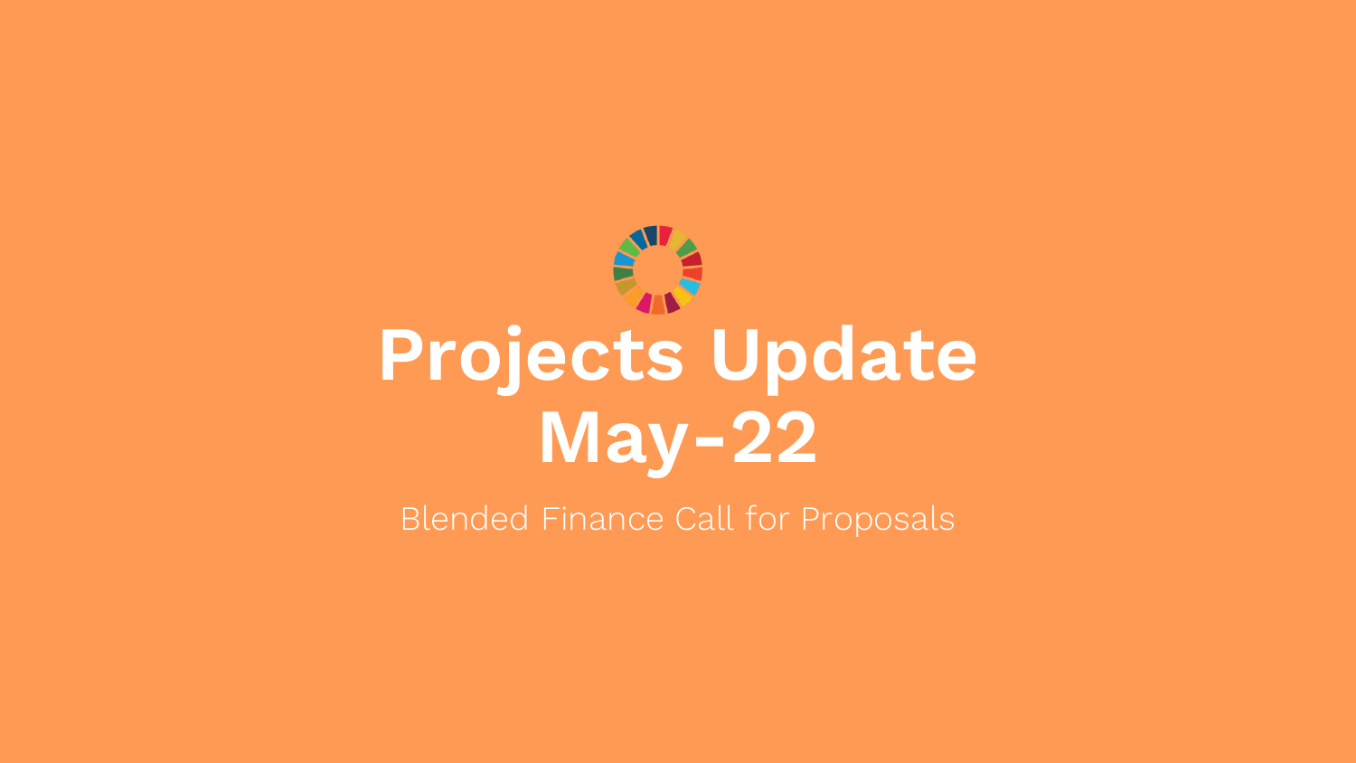# Projects Update May-22

Blended Finance Call for Proposals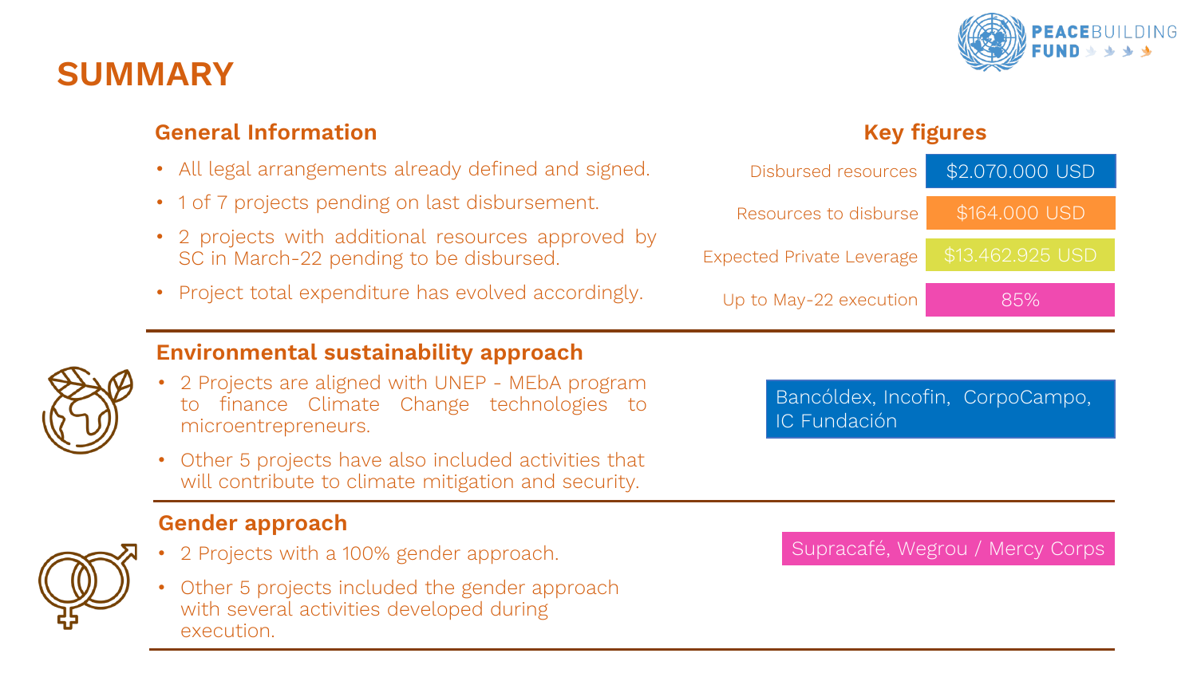# SUMMARY

## General Information

- All legal arrangements already defined and signed.
- 1 of 7 projects pending on last disbursement.
- 2 projects with additional resources approved by SC in March-22 pending to be disbursed.
- Project total expenditure has evolved accordingly.

## Key figures

| | |
|---|---|
| Disbursed resources | $2.070.000 USD |
| Resources to disburse | $164.000 USD |
| Expected Private Leverage | $13.462.925 USD |
| Up to May-22 execution | 85% |

## Environmental sustainability approach

- 2 Projects are aligned with UNEP - MEbA program to finance Climate Change technologies to microentrepreneurs.
- Other 5 projects have also included activities that will contribute to climate mitigation and security.

Bancóldex, Incofin, CorpoCampo, IC Fundación

## Gender approach

- 2 Projects with a 100% gender approach.
- Other 5 projects included the gender approach with several activities developed during execution.

Supracafé, Wegrou / Mercy Corps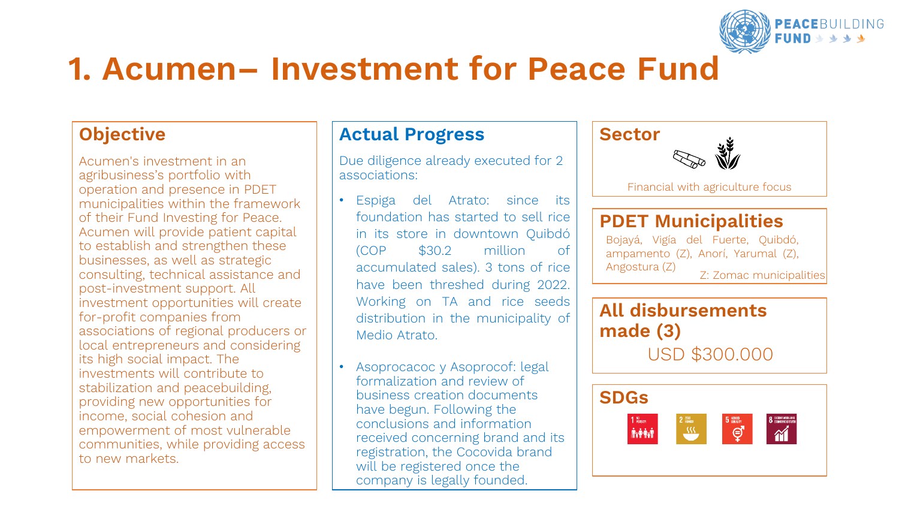# 1. Acumen– Investment for Peace Fund

## Objective

Acumen's investment in an agribusiness's portfolio with operation and presence in PDET municipalities within the framework of their Fund Investing for Peace. Acumen will provide patient capital to establish and strengthen these businesses, as well as strategic consulting, technical assistance and post-investment support. All investment opportunities will create for-profit companies from associations of regional producers or local entrepreneurs and considering its high social impact. The investments will contribute to stabilization and peacebuilding, providing new opportunities for income, social cohesion and empowerment of most vulnerable communities, while providing access to new markets.

## Actual Progress

Due diligence already executed for 2 associations:

- Espiga del Atrato: since its foundation has started to sell rice in its store in downtown Quibdó (COP $30.2 million of accumulated sales). 3 tons of rice have been threshed during 2022. Working on TA and rice seeds distribution in the municipality of Medio Atrato.
- Asoprocacoc y Asoprocof: legal formalization and review of business creation documents have begun. Following the conclusions and information received concerning brand and its registration, the Cocovida brand will be registered once the company is legally founded.

## Sector

Financial with agriculture focus

## PDET Municipalities

Bojayá, Vigía del Fuerte, Quibdó, ampamento (Z), Anorí, Yarumal (Z), Angostura (Z)

Z: Zomac municipalities

## All disbursements made (3)

USD $300.000

## SDGs

1 No Poverty, 2 Zero Hunger, 5 Gender Equality, 8 Decent Work and Economic Growth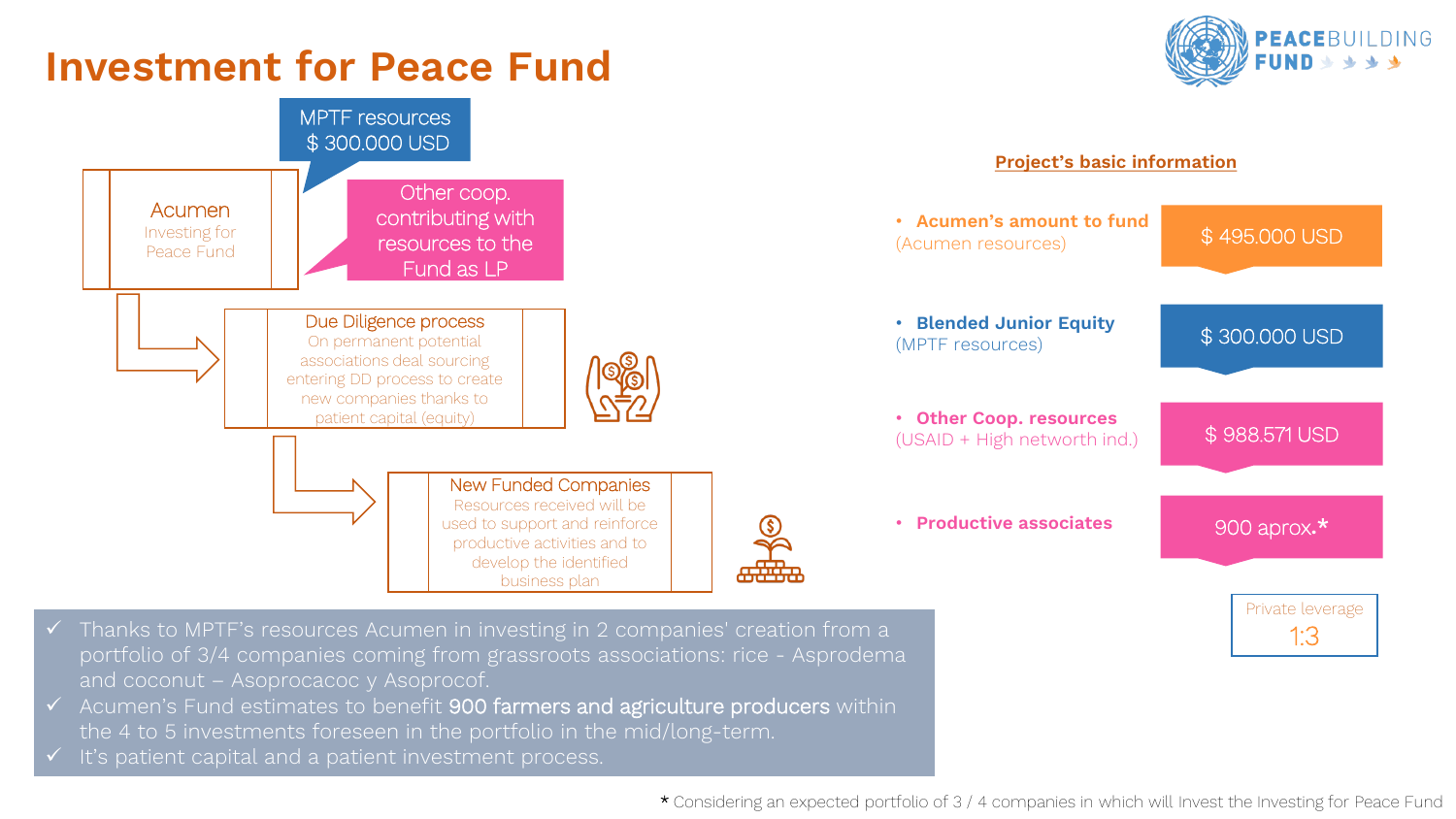# Investment for Peace Fund

MPTF resources
$ 300.000 USD

**Acumen**
Investing for Peace Fund

Other coop. contributing with resources to the Fund as LP

**Due Diligence process**
On permanent potential associations deal sourcing entering DD process to create new companies thanks to patient capital (equity)

**New Funded Companies**
Resources received will be used to support and reinforce productive activities and to develop the identified business plan

## Project's basic information

- **Acumen's amount to fund** (Acumen resources) — $ 495.000 USD
- **Blended Junior Equity** (MPTF resources) — $ 300.000 USD
- **Other Coop. resources** (USAID + High networth ind.) — $ 988.571 USD
- **Productive associates** — 900 aprox.*

Private leverage
1:3

- ✓ Thanks to MPTF's resources Acumen in investing in 2 companies' creation from a portfolio of 3/4 companies coming from grassroots associations: rice - Asprodema and coconut – Asoprocacoc y Asoprocof.
- ✓ Acumen's Fund estimates to benefit **900 farmers and agriculture producers** within the 4 to 5 investments foreseen in the portfolio in the mid/long-term.
- ✓ It's patient capital and a patient investment process.

* Considering an expected portfolio of 3 / 4 companies in which will Invest the Investing for Peace Fund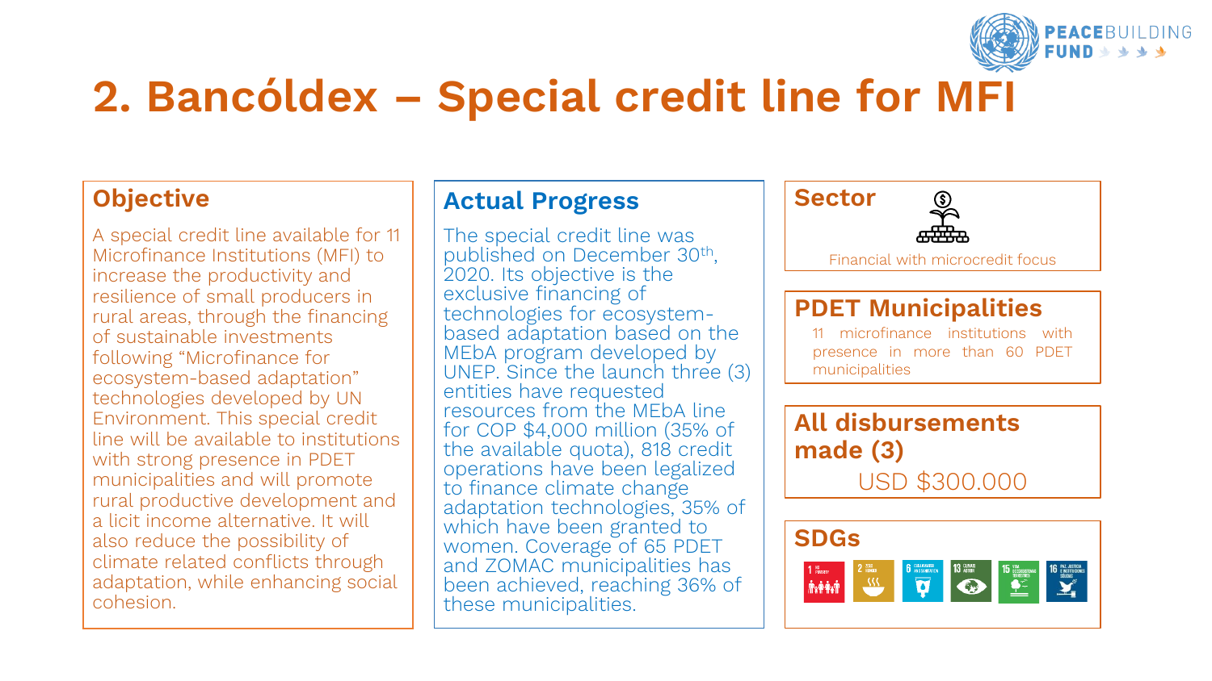# 2. Bancóldex – Special credit line for MFI

## Objective

A special credit line available for 11 Microfinance Institutions (MFI) to increase the productivity and resilience of small producers in rural areas, through the financing of sustainable investments following "Microfinance for ecosystem-based adaptation" technologies developed by UN Environment. This special credit line will be available to institutions with strong presence in PDET municipalities and will promote rural productive development and a licit income alternative. It will also reduce the possibility of climate related conflicts through adaptation, while enhancing social cohesion.

## Actual Progress

The special credit line was published on December 30th, 2020. Its objective is the exclusive financing of technologies for ecosystem-based adaptation based on the MEbA program developed by UNEP. Since the launch three (3) entities have requested resources from the MEbA line for COP $4,000 million (35% of the available quota), 818 credit operations have been legalized to finance climate change adaptation technologies, 35% of which have been granted to women. Coverage of 65 PDET and ZOMAC municipalities has been achieved, reaching 36% of these municipalities.

## Sector

Financial with microcredit focus

## PDET Municipalities

11 microfinance institutions with presence in more than 60 PDET municipalities

## All disbursements made (3)

USD $300.000

## SDGs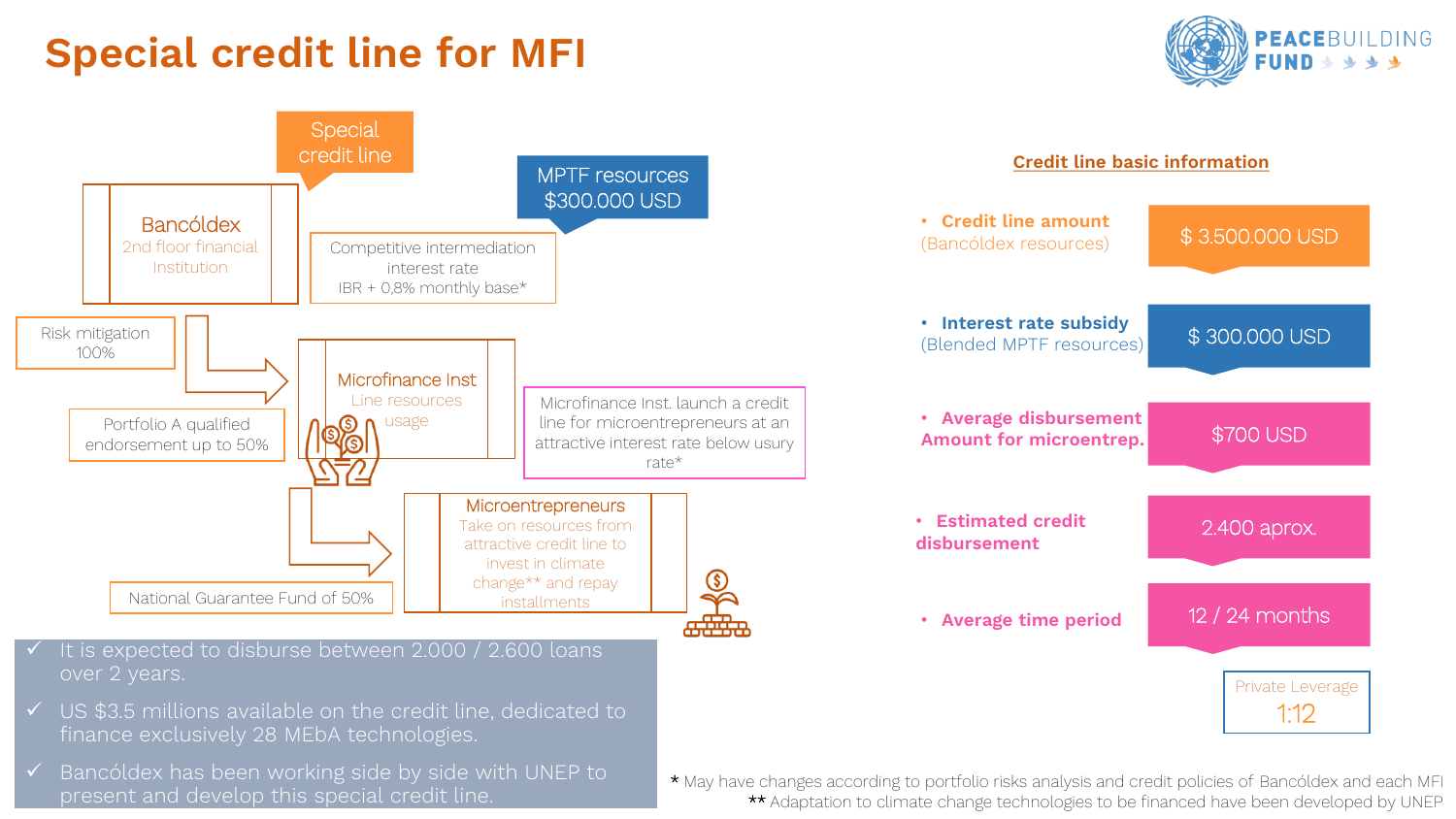# Special credit line for MFI

**Special credit line**

**MPTF resources $300.000 USD**

**Bancóldex**
2nd floor financial Institution

Competitive intermediation interest rate
IBR + 0,8% monthly base*

Risk mitigation 100%

Portfolio A qualified endorsement up to 50%

**Microfinance Inst**
Line resources usage

Microfinance Inst. launch a credit line for microentrepreneurs at an attractive interest rate below usury rate*

**Microentrepreneurs**
Take on resources from attractive credit line to invest in climate change** and repay installments

National Guarantee Fund of 50%

- ✓ It is expected to disburse between 2.000 / 2.600 loans over 2 years.
- ✓ US $3.5 millions available on the credit line, dedicated to finance exclusively 28 MEbA technologies.
- ✓ Bancóldex has been working side by side with UNEP to present and develop this special credit line.

## Credit line basic information

| | |
|---|---|
| **Credit line amount** (Bancóldex resources) | $ 3.500.000 USD |
| **Interest rate subsidy** (Blended MPTF resources) | $ 300.000 USD |
| **Average disbursement Amount for microentrep.** | $700 USD |
| **Estimated credit disbursement** | 2.400 aprox. |
| **Average time period** | 12 / 24 months |

Private Leverage 1:12

* May have changes according to portfolio risks analysis and credit policies of Bancóldex and each MFI

** Adaptation to climate change technologies to be financed have been developed by UNEP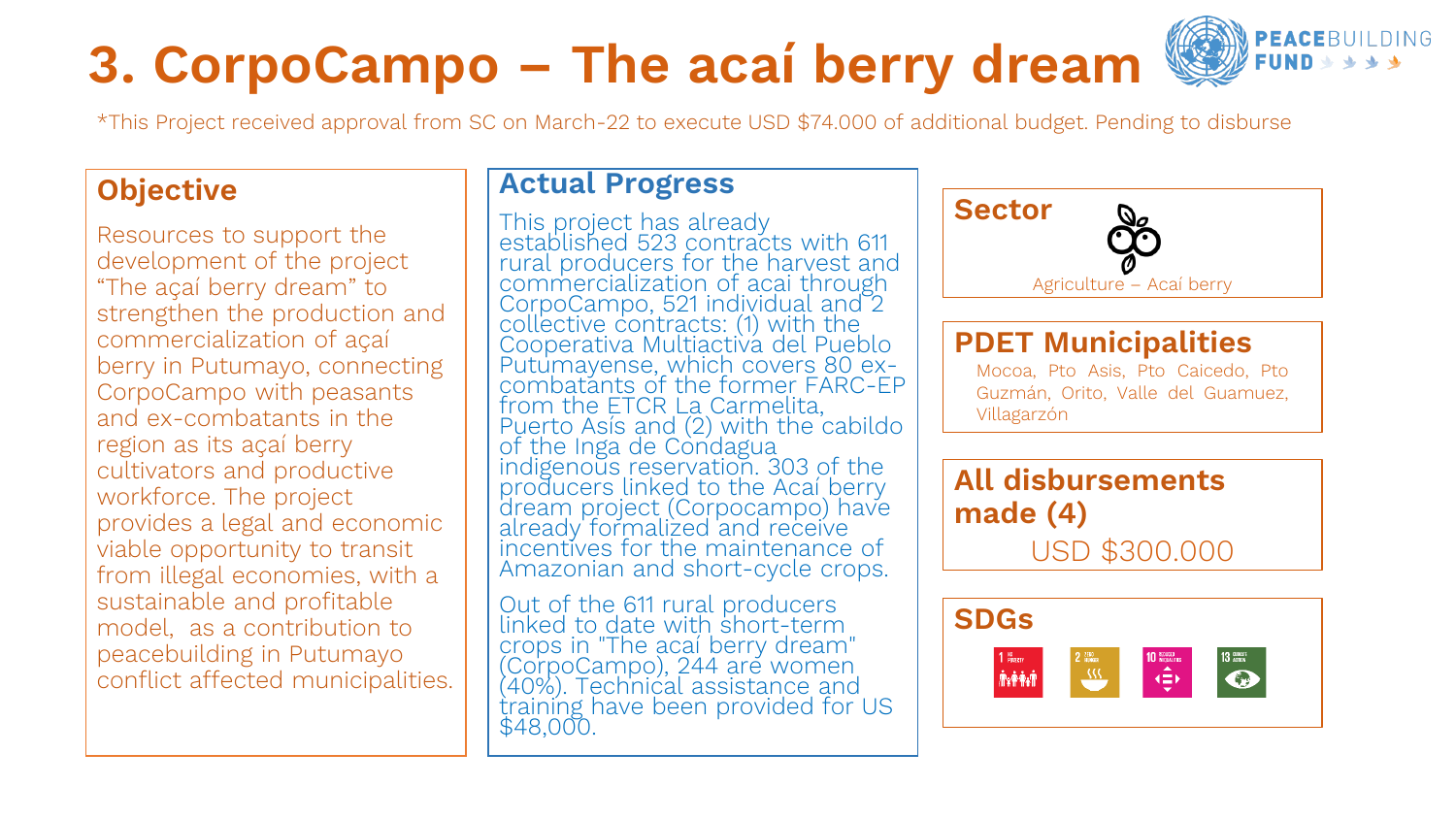# 3. CorpoCampo – The acaí berry dream

*This Project received approval from SC on March-22 to execute USD $74.000 of additional budget. Pending to disburse

## Objective

Resources to support the development of the project "The açaí berry dream" to strengthen the production and commercialization of açaí berry in Putumayo, connecting CorpoCampo with peasants and ex-combatants in the region as its açaí berry cultivators and productive workforce. The project provides a legal and economic viable opportunity to transit from illegal economies, with a sustainable and profitable model, as a contribution to peacebuilding in Putumayo conflict affected municipalities.

## Actual Progress

This project has already established 523 contracts with 611 rural producers for the harvest and commercialization of acai through CorpoCampo, 521 individual and 2 collective contracts: (1) with the Cooperativa Multiactiva del Pueblo Putumayense, which covers 80 ex-combatants of the former FARC-EP from the ETCR La Carmelita, Puerto Asís and (2) with the cabildo of the Inga de Condagua indigenous reservation. 303 of the producers linked to the Acaí berry dream project (Corpocampo) have already formalized and receive incentives for the maintenance of Amazonian and short-cycle crops.

Out of the 611 rural producers linked to date with short-term crops in "The acaí berry dream" (CorpoCampo), 244 are women (40%). Technical assistance and training have been provided for US $48,000.

## Sector

Agriculture – Acaí berry

## PDET Municipalities

Mocoa, Pto Asis, Pto Caicedo, Pto Guzmán, Orito, Valle del Guamuez, Villagarzón

## All disbursements made (4)

USD $300.000

## SDGs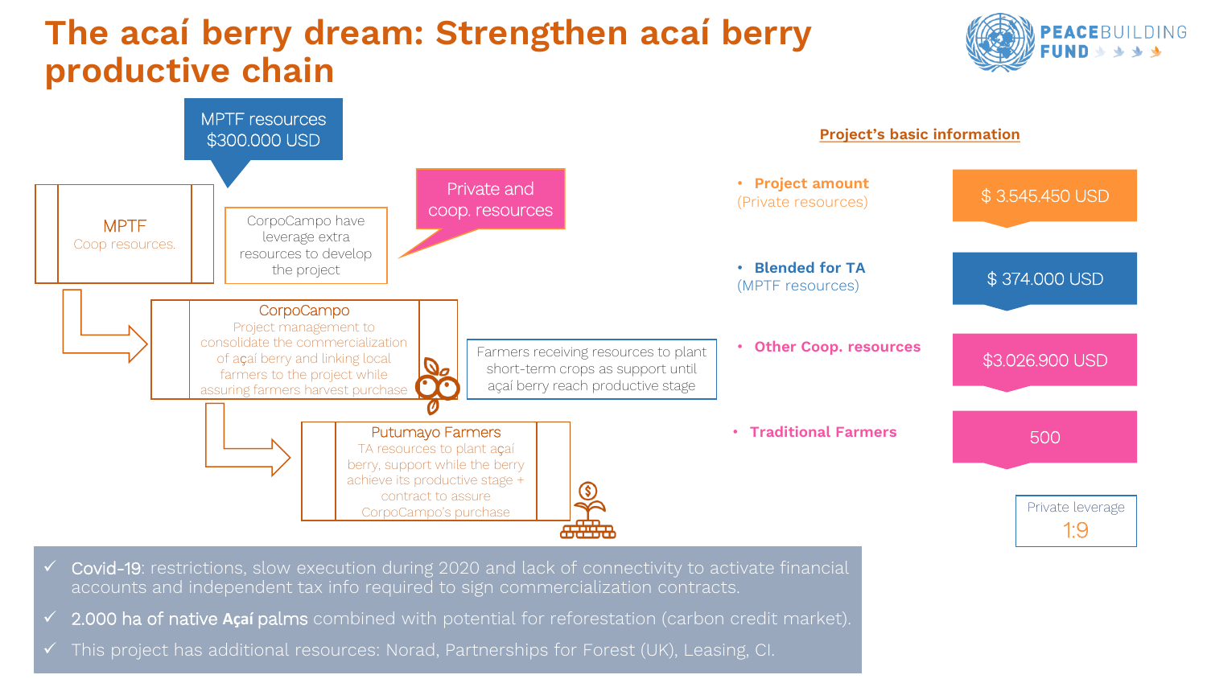# The acaí berry dream: Strengthen acaí berry productive chain

PEACEBUILDING FUND

MPTF resources $300.000 USD

**MPTF**
Coop resources.

CorpoCampo have leverage extra resources to develop the project

Private and coop. resources

**CorpoCampo**
Project management to consolidate the commercialization of açaí berry and linking local farmers to the project while assuring farmers harvest purchase

Farmers receiving resources to plant short-term crops as support until açai berry reach productive stage

**Putumayo Farmers**
TA resources to plant açaí berry, support while the berry achieve its productive stage + contract to assure CorpoCampo's purchase

## Project's basic information

| | |
|---|---|
| **Project amount** (Private resources) | $ 3.545.450 USD |
| **Blended for TA** (MPTF resources) | $ 374.000 USD |
| **Other Coop. resources** | $3.026.900 USD |
| **Traditional Farmers** | 500 |

Private leverage 1:9

- ✓ Covid-19: restrictions, slow execution during 2020 and lack of connectivity to activate financial accounts and independent tax info required to sign commercialization contracts.
- ✓ 2.000 ha of native Açaí palms combined with potential for reforestation (carbon credit market).
- ✓ This project has additional resources: Norad, Partnerships for Forest (UK), Leasing, CI.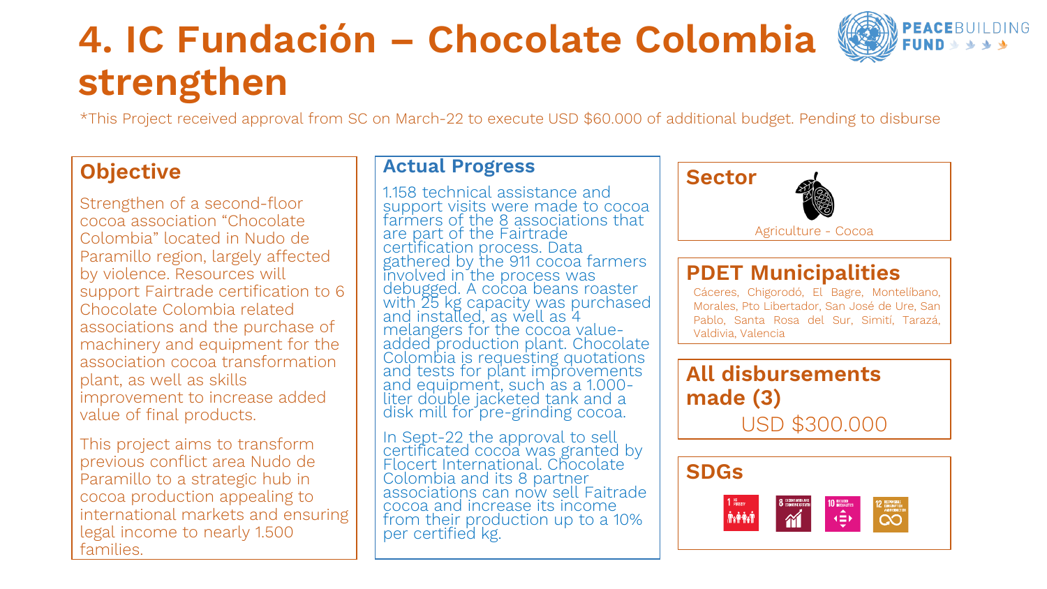# 4. IC Fundación – Chocolate Colombia strengthen

*This Project received approval from SC on March-22 to execute USD $60.000 of additional budget. Pending to disburse

## Objective

Strengthen of a second-floor cocoa association "Chocolate Colombia" located in Nudo de Paramillo region, largely affected by violence. Resources will support Fairtrade certification to 6 Chocolate Colombia related associations and the purchase of machinery and equipment for the association cocoa transformation plant, as well as skills improvement to increase added value of final products.

This project aims to transform previous conflict area Nudo de Paramillo to a strategic hub in cocoa production appealing to international markets and ensuring legal income to nearly 1.500 families.

## Actual Progress

1.158 technical assistance and support visits were made to cocoa farmers of the 8 associations that are part of the Fairtrade certification process. Data gathered by the 911 cocoa farmers involved in the process was debugged. A cocoa beans roaster with 25 kg capacity was purchased and installed, as well as 4 melangers for the cocoa value-added production plant. Chocolate Colombia is requesting quotations and tests for plant improvements and equipment, such as a 1.000-liter double jacketed tank and a disk mill for pre-grinding cocoa.

In Sept-22 the approval to sell certificated cocoa was granted by Flocert International. Chocolate Colombia and its 8 partner associations can now sell Faitrade cocoa and increase its income from their production up to a 10% per certified kg.

## Sector

Agriculture - Cocoa

## PDET Municipalities

Cáceres, Chigorodó, El Bagre, Montelíbano, Morales, Pto Libertador, San José de Ure, San Pablo, Santa Rosa del Sur, Simití, Tarazá, Valdivia, Valencia

## All disbursements made (3)

USD $300.000

## SDGs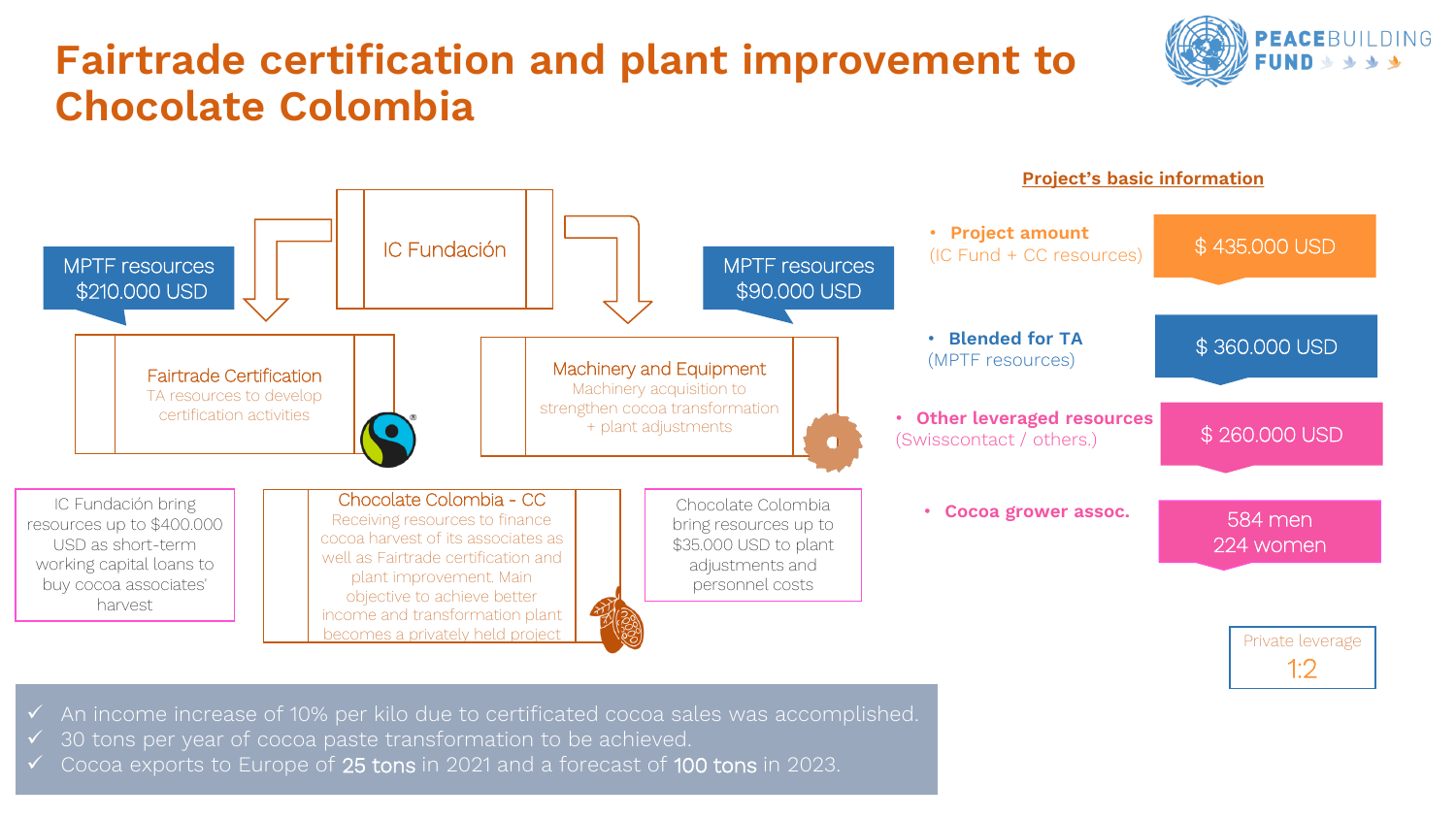# Fairtrade certification and plant improvement to Chocolate Colombia

IC Fundación

MPTF resources $210.000 USD

MPTF resources $90.000 USD

**Fairtrade Certification**
TA resources to develop certification activities

**Machinery and Equipment**
Machinery acquisition to strengthen cocoa transformation + plant adjustments

IC Fundación bring resources up to $400.000 USD as short-term working capital loans to buy cocoa associates' harvest

**Chocolate Colombia - CC**
Receiving resources to finance cocoa harvest of its associates as well as Fairtrade certification and plant improvement. Main objective to achieve better income and transformation plant becomes a privately held project

Chocolate Colombia bring resources up to $35.000 USD to plant adjustments and personnel costs

## Project's basic information

- **Project amount** (IC Fund + CC resources): $ 435.000 USD
- **Blended for TA** (MPTF resources): $ 360.000 USD
- **Other leveraged resources** (Swisscontact / others.): $ 260.000 USD
- **Cocoa grower assoc.**: 584 men, 224 women

Private leverage 1:2

- ✓ An income increase of 10% per kilo due to certificated cocoa sales was accomplished.
- ✓ 30 tons per year of cocoa paste transformation to be achieved.
- ✓ Cocoa exports to Europe of **25 tons** in 2021 and a forecast of **100 tons** in 2023.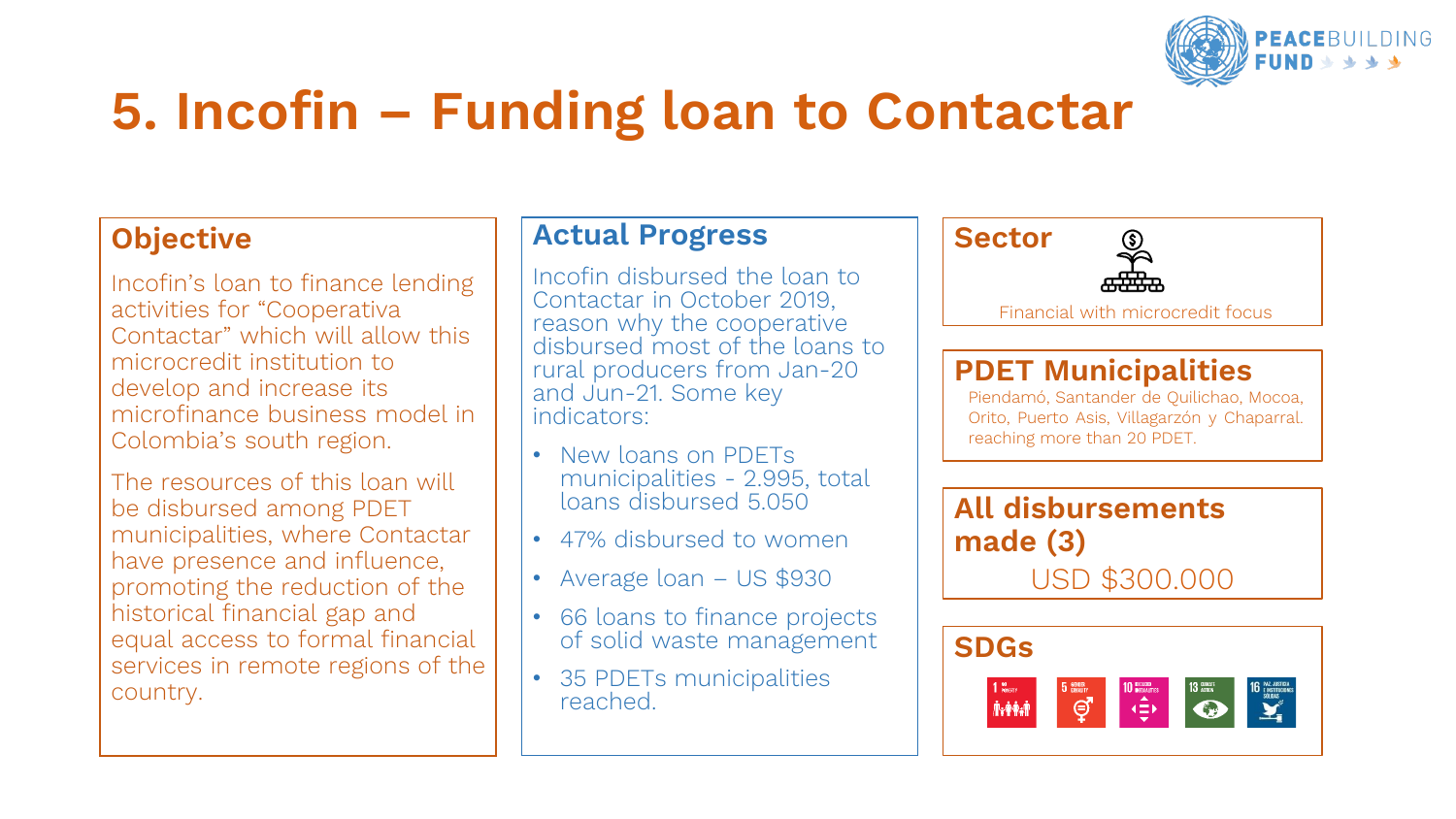# 5. Incofin – Funding loan to Contactar

## Objective

Incofin's loan to finance lending activities for "Cooperativa Contactar" which will allow this microcredit institution to develop and increase its microfinance business model in Colombia's south region.

The resources of this loan will be disbursed among PDET municipalities, where Contactar have presence and influence, promoting the reduction of the historical financial gap and equal access to formal financial services in remote regions of the country.

## Actual Progress

Incofin disbursed the loan to Contactar in October 2019, reason why the cooperative disbursed most of the loans to rural producers from Jan-20 and Jun-21. Some key indicators:

- New loans on PDETs municipalities - 2.995, total loans disbursed 5.050
- 47% disbursed to women
- Average loan – US $930
- 66 loans to finance projects of solid waste management
- 35 PDETs municipalities reached.

## Sector

Financial with microcredit focus

## PDET Municipalities

Piendamó, Santander de Quilichao, Mocoa, Orito, Puerto Asis, Villagarzón y Chaparral. reaching more than 20 PDET.

## All disbursements made (3)

USD $300.000

## SDGs

1 No Poverty, 5 Gender Equality, 10 Reduced Inequalities, 13 Climate Action, 16 Paz, Justicia e Instituciones Sólidas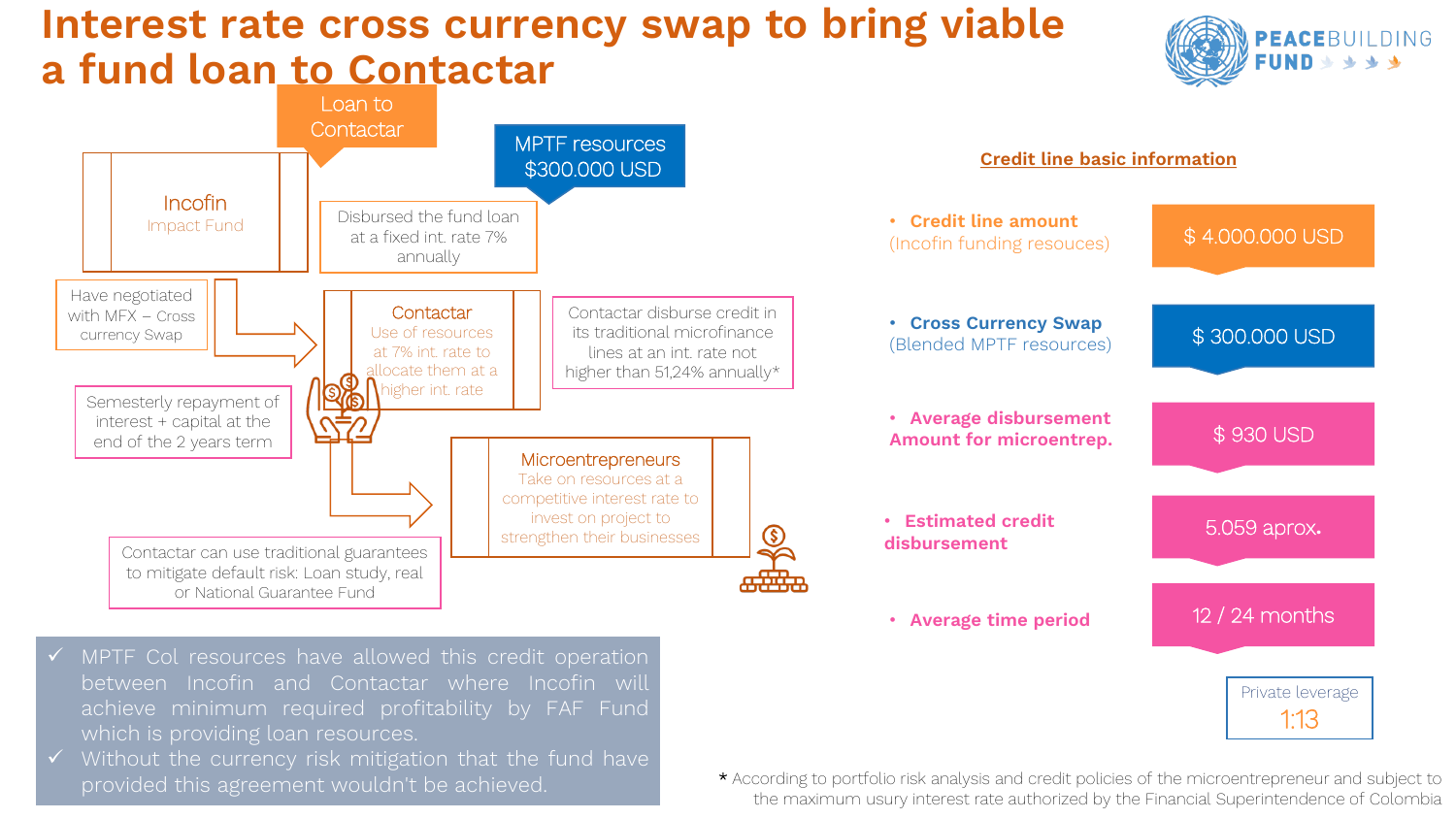# Interest rate cross currency swap to bring viable a fund loan to Contactar

PEACEBUILDING FUND

**Loan to Contactar**

**MPTF resources $300.000 USD**

**Incofin**
Impact Fund

Disbursed the fund loan at a fixed int. rate 7% annually

Have negotiated with MFX – Cross currency Swap

**Contactar**
Use of resources at 7% int. rate to allocate them at a higher int. rate

Contactar disburse credit in its traditional microfinance lines at an int. rate not higher than 51,24% annually*

Semesterly repayment of interest + capital at the end of the 2 years term

**Microentrepreneurs**
Take on resources at a competitive interest rate to invest on project to strengthen their businesses

Contactar can use traditional guarantees to mitigate default risk: Loan study, real or National Guarantee Fund

- ✓ MPTF Col resources have allowed this credit operation between Incofin and Contactar where Incofin will achieve minimum required profitability by FAF Fund which is providing loan resources.
- ✓ Without the currency risk mitigation that the fund have provided this agreement wouldn't be achieved.

## Credit line basic information

| Item | Value |
| --- | --- |
| **Credit line amount** (Incofin funding resouces) | $ 4.000.000 USD |
| **Cross Currency Swap** (Blended MPTF resources) | $ 300.000 USD |
| **Average disbursement Amount for microentrep.** | $ 930 USD |
| **Estimated credit disbursement** | 5.059 aprox. |
| **Average time period** | 12 / 24 months |

Private leverage
1:13

\* According to portfolio risk analysis and credit policies of the microentrepreneur and subject to the maximum usury interest rate authorized by the Financial Superintendence of Colombia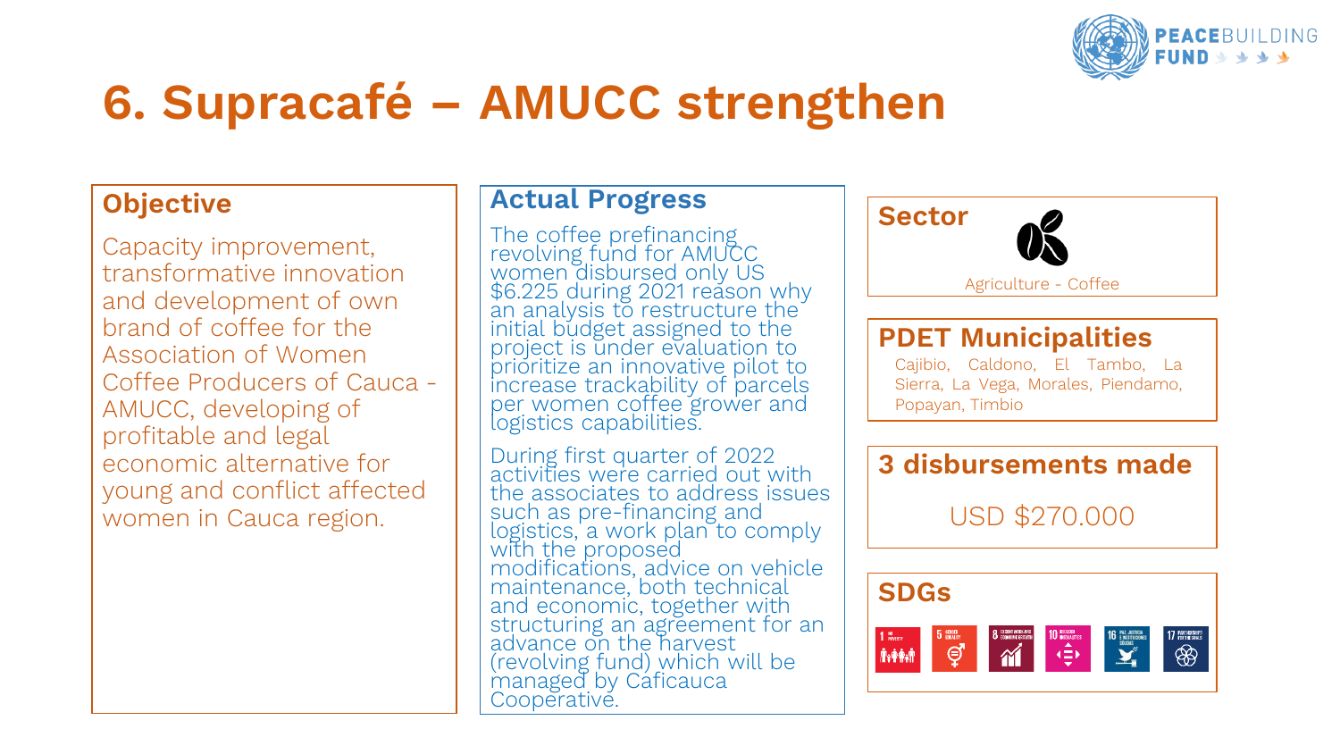# 6. Supracafé – AMUCC strengthen

## Objective

Capacity improvement, transformative innovation and development of own brand of coffee for the Association of Women Coffee Producers of Cauca - AMUCC, developing of profitable and legal economic alternative for young and conflict affected women in Cauca region.

## Actual Progress

The coffee prefinancing revolving fund for AMUCC women disbursed only US $6.225 during 2021 reason why an analysis to restructure the initial budget assigned to the project is under evaluation to prioritize an innovative pilot to increase trackability of parcels per women coffee grower and logistics capabilities.

During first quarter of 2022 activities were carried out with the associates to address issues such as pre-financing and logistics, a work plan to comply with the proposed modifications, advice on vehicle maintenance, both technical and economic, together with structuring an agreement for an advance on the harvest (revolving fund) which will be managed by Caficauca Cooperative.

## Sector

Agriculture - Coffee

## PDET Municipalities

Cajibio, Caldono, El Tambo, La Sierra, La Vega, Morales, Piendamo, Popayan, Timbio

## 3 disbursements made

USD $270.000

## SDGs

1, 5, 8, 10, 16, 17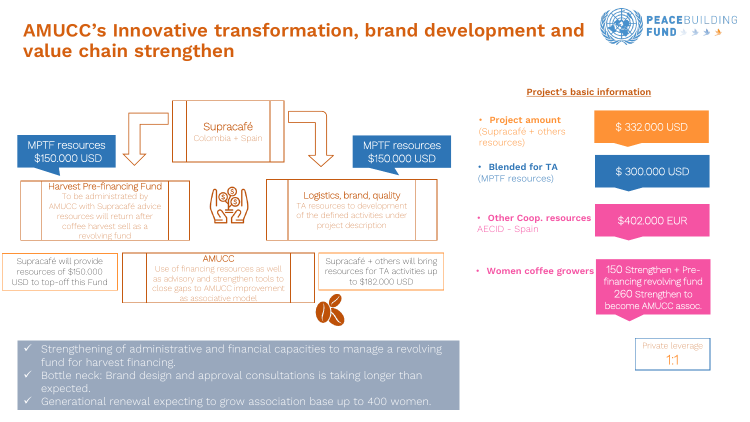# AMUCC's Innovative transformation, brand development and value chain strengthen

**Supracafé**
Colombia + Spain

**MPTF resources**
$150.000 USD

**Harvest Pre-financing Fund**
To be administrated by AMUCC with Supracafé advice resources will return after coffee harvest sell as a revolving fund

**MPTF resources**
$150.000 USD

**Logistics, brand, quality**
TA resources to development of the defined activities under project description

Supracafé will provide resources of $150.000 USD to top-off this Fund

**AMUCC**
Use of financing resources as well as advisory and strengthen tools to close gaps to AMUCC improvement as associative model

Supracafé + others will bring resources for TA activities up to $182.000 USD

- Strengthening of administrative and financial capacities to manage a revolving fund for harvest financing.
- Bottle neck: Brand design and approval consultations is taking longer than expected.
- Generational renewal expecting to grow association base up to 400 women.

## Project's basic information

| | |
|---|---|
| **Project amount** (Supracafé + others resources) | $ 332.000 USD |
| **Blended for TA** (MPTF resources) | $ 300.000 USD |
| **Other Coop. resources** AECID - Spain | $402.000 EUR |
| **Women coffee growers** | 150 Strengthen + Pre-financing revolving fund; 260 Strengthen to become AMUCC assoc. |

Private leverage
1:1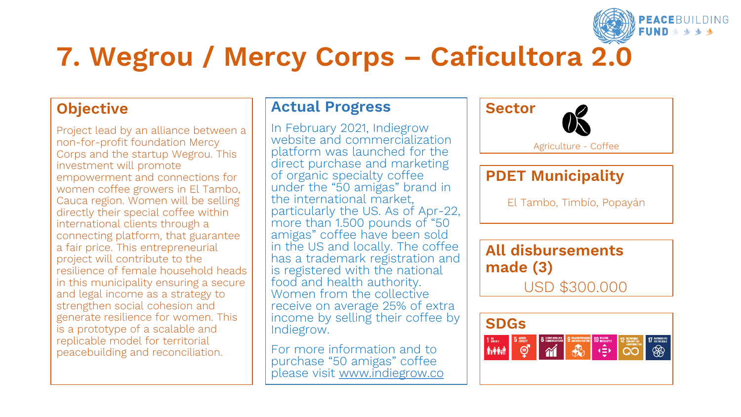# 7. Wegrou / Mercy Corps – Caficultora 2.0

## Objective

Project lead by an alliance between a non-for-profit foundation Mercy Corps and the startup Wegrou. This investment will promote empowerment and connections for women coffee growers in El Tambo, Cauca region. Women will be selling directly their special coffee within international clients through a connecting platform, that guarantee a fair price. This entrepreneurial project will contribute to the resilience of female household heads in this municipality ensuring a secure and legal income as a strategy to strengthen social cohesion and generate resilience for women. This is a prototype of a scalable and replicable model for territorial peacebuilding and reconciliation.

## Actual Progress

In February 2021, Indiegrow website and commercialization platform was launched for the direct purchase and marketing of organic specialty coffee under the “50 amigas” brand in the international market, particularly the US. As of Apr-22, more than 1.500 pounds of “50 amigas” coffee have been sold in the US and locally. The coffee has a trademark registration and is registered with the national food and health authority. Women from the collective receive on average 25% of extra income by selling their coffee by Indiegrow.

For more information and to purchase “50 amigas” coffee please visit www.indiegrow.co

## Sector

Agriculture - Coffee

## PDET Municipality

El Tambo, Timbío, Popayán

## All disbursements made (3)

USD $300.000

## SDGs

1, 5, 8, 9, 10, 12, 17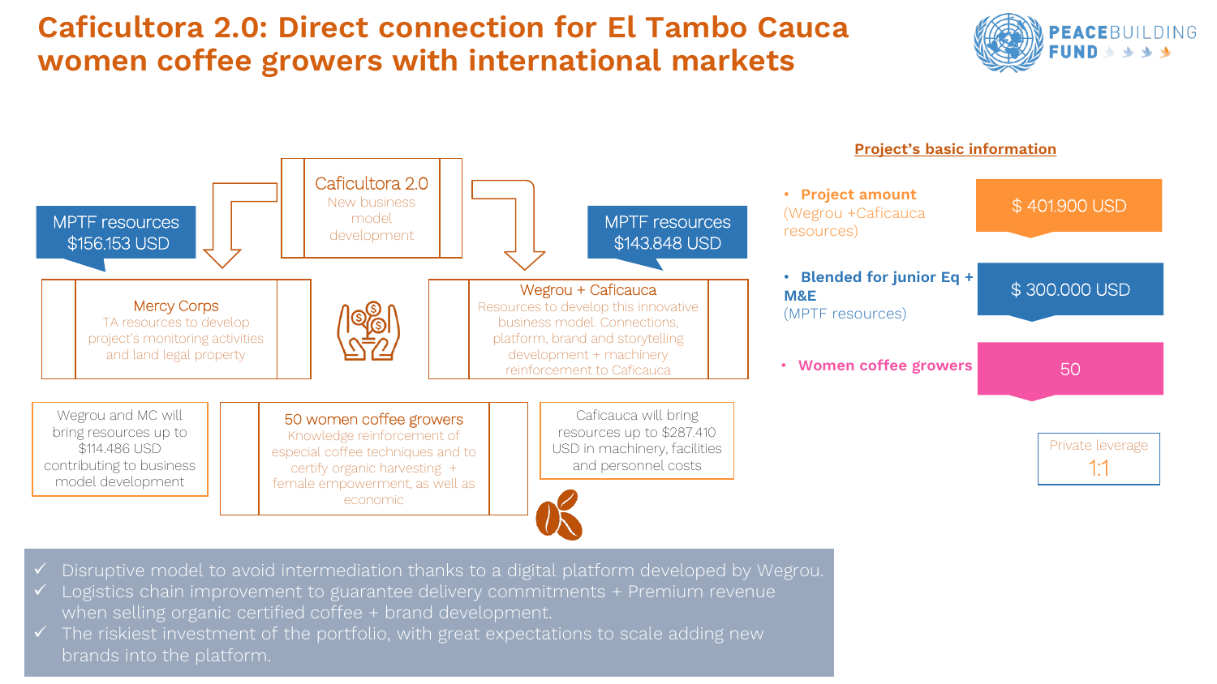# Caficultora 2.0: Direct connection for El Tambo Cauca women coffee growers with international markets

**Caficultora 2.0**
New business model development

**MPTF resources $156.153 USD**

**Mercy Corps**
TA resources to develop project's monitoring activities and land legal property

**MPTF resources $143.848 USD**

**Wegrou + Caficauca**
Resources to develop this innovative business model. Connections, platform, brand and storytelling development + machinery reinforcement to Caficauca

Wegrou and MC will bring resources up to $114.486 USD contributing to business model development

**50 women coffee growers**
Knowledge reinforcement of especial coffee techniques and to certify organic harvesting + female empowerment, as well as economic

Caficauca will bring resources up to $287.410 USD in machinery, facilities and personnel costs

## Project's basic information

- **Project amount** (Wegrou +Caficauca resources): $ 401.900 USD
- **Blended for junior Eq + M&E** (MPTF resources): $ 300.000 USD
- **Women coffee growers**: 50

Private leverage
1:1

- ✓ Disruptive model to avoid intermediation thanks to a digital platform developed by Wegrou.
- ✓ Logistics chain improvement to guarantee delivery commitments + Premium revenue when selling organic certified coffee + brand development.
- ✓ The riskiest investment of the portfolio, with great expectations to scale adding new brands into the platform.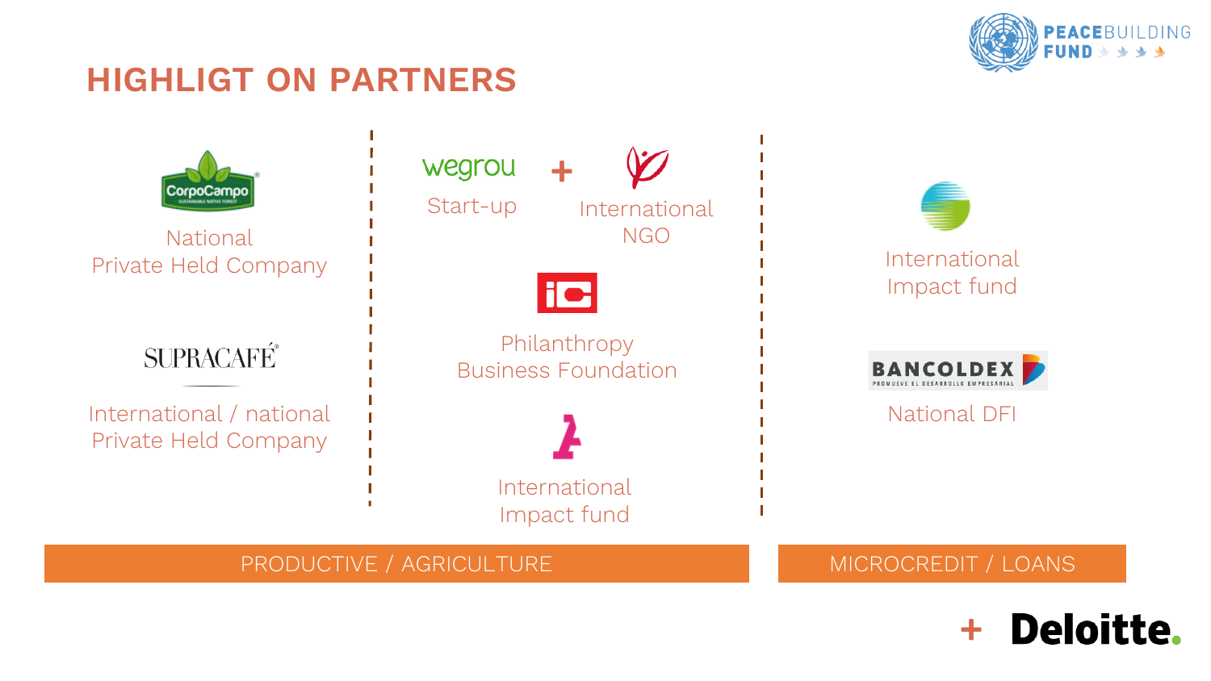# HIGHLIGT ON PARTNERS

CorpoCampo

National
Private Held Company

SUPRACAFÉ

International / national
Private Held Company

wegrou

Start-up

+

International
NGO

Philanthropy
Business Foundation

International
Impact fund

International
Impact fund

BANCOLDEX

National DFI

PRODUCTIVE / AGRICULTURE

MICROCREDIT / LOANS

+ Deloitte.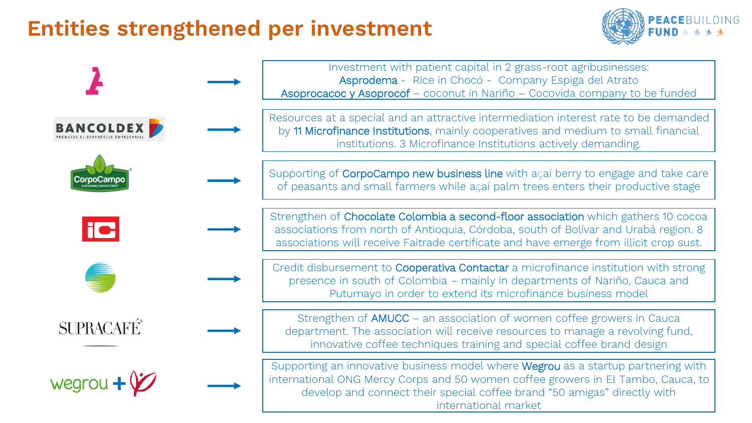# Entities strengthened per investment

PEACEBUILDING FUND

| Entity | Description |
| --- | --- |
|  | Investment with patient capital in 2 grass-root agribusinesses: Asprodema - Rice in Chocó - Company Espiga del Atrato. Asoprocacoc y Asoprocof – coconut in Nariño – Cocovida company to be funded |
| BANCOLDEX (Promueve el desarrollo empresarial) | Resources at a special and an attractive intermediation interest rate to be demanded by 11 Microfinance Institutions, mainly cooperatives and medium to small financial institutions. 3 Microfinance Institutions actively demanding. |
| CorpoCampo (Sustainable native forest) | Supporting of CorpoCampo new business line with açaí berry to engage and take care of peasants and small farmers while açaí palm trees enters their productive stage |
| iC | Strengthen of Chocolate Colombia a second-floor association which gathers 10 cocoa associations from north of Antioquia, Córdoba, south of Bolívar and Urabá region. 8 associations will receive Faitrade certificate and have emerge from illicit crop sust. |
|  | Credit disbursement to Cooperativa Contactar a microfinance institution with strong presence in south of Colombia – mainly in departments of Nariño, Cauca and Putumayo in order to extend its microfinance business model |
| SUPRACAFÉ | Strengthen of AMUCC – an association of women coffee growers in Cauca department. The association will receive resources to manage a revolving fund, innovative coffee techniques training and special coffee brand design |
| wegrou + | Supporting an innovative business model where Wegrou as a startup partnering with international ONG Mercy Corps and 50 women coffee growers in El Tambo, Cauca, to develop and connect their special coffee brand "50 amigas" directly with international market |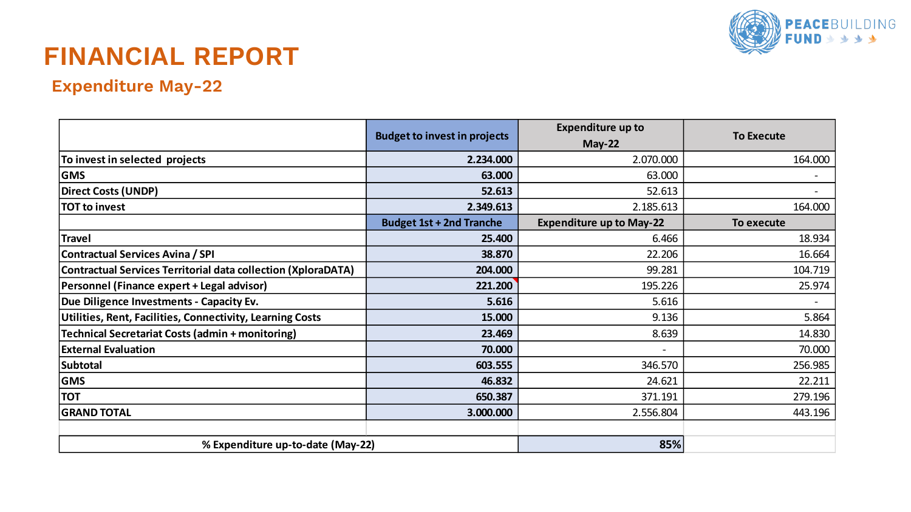# FINANCIAL REPORT

## Expenditure May-22

| | Budget to invest in projects | Expenditure up to May-22 | To Execute |
|---|---|---|---|
| To invest in selected projects | **2.234.000** | 2.070.000 | 164.000 |
| GMS | **63.000** | 63.000 | - |
| Direct Costs (UNDP) | **52.613** | 52.613 | - |
| TOT to invest | **2.349.613** | 2.185.613 | 164.000 |
| | **Budget 1st + 2nd Tranche** | **Expenditure up to May-22** | **To execute** |
| Travel | **25.400** | 6.466 | 18.934 |
| Contractual Services Avina / SPI | **38.870** | 22.206 | 16.664 |
| Contractual Services Territorial data collection (XploraDATA) | **204.000** | 99.281 | 104.719 |
| Personnel (Finance expert + Legal advisor) | **221.200** | 195.226 | 25.974 |
| Due Diligence Investments - Capacity Ev. | **5.616** | 5.616 | - |
| Utilities, Rent, Facilities, Connectivity, Learning Costs | **15.000** | 9.136 | 5.864 |
| Technical Secretariat Costs (admin + monitoring) | **23.469** | 8.639 | 14.830 |
| External Evaluation | **70.000** | - | 70.000 |
| Subtotal | **603.555** | 346.570 | 256.985 |
| GMS | **46.832** | 24.621 | 22.211 |
| TOT | **650.387** | 371.191 | 279.196 |
| GRAND TOTAL | **3.000.000** | 2.556.804 | 443.196 |
| | | | |
| **% Expenditure up-to-date (May-22)** | | **85%** | |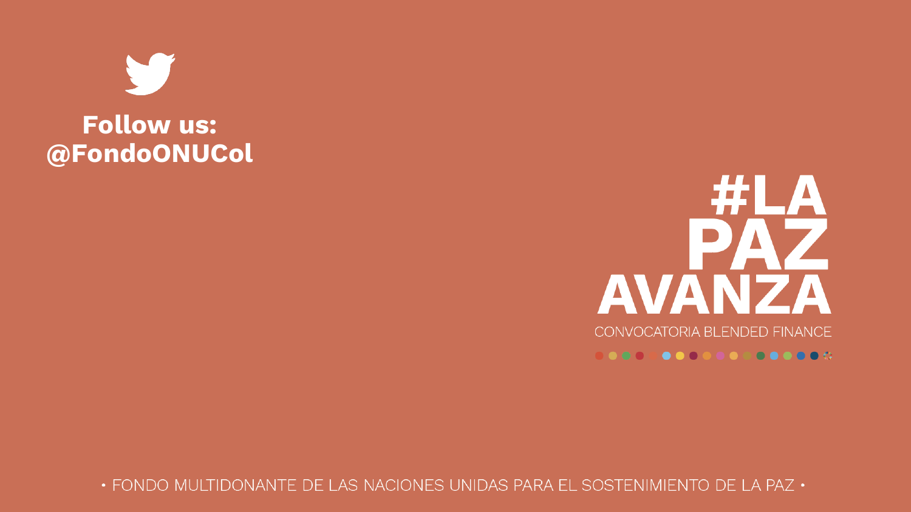**Follow us:
@FondoONUCol**

#LA PAZ AVANZA

CONVOCATORIA BLENDED FINANCE

• FONDO MULTIDONANTE DE LAS NACIONES UNIDAS PARA EL SOSTENIMIENTO DE LA PAZ •